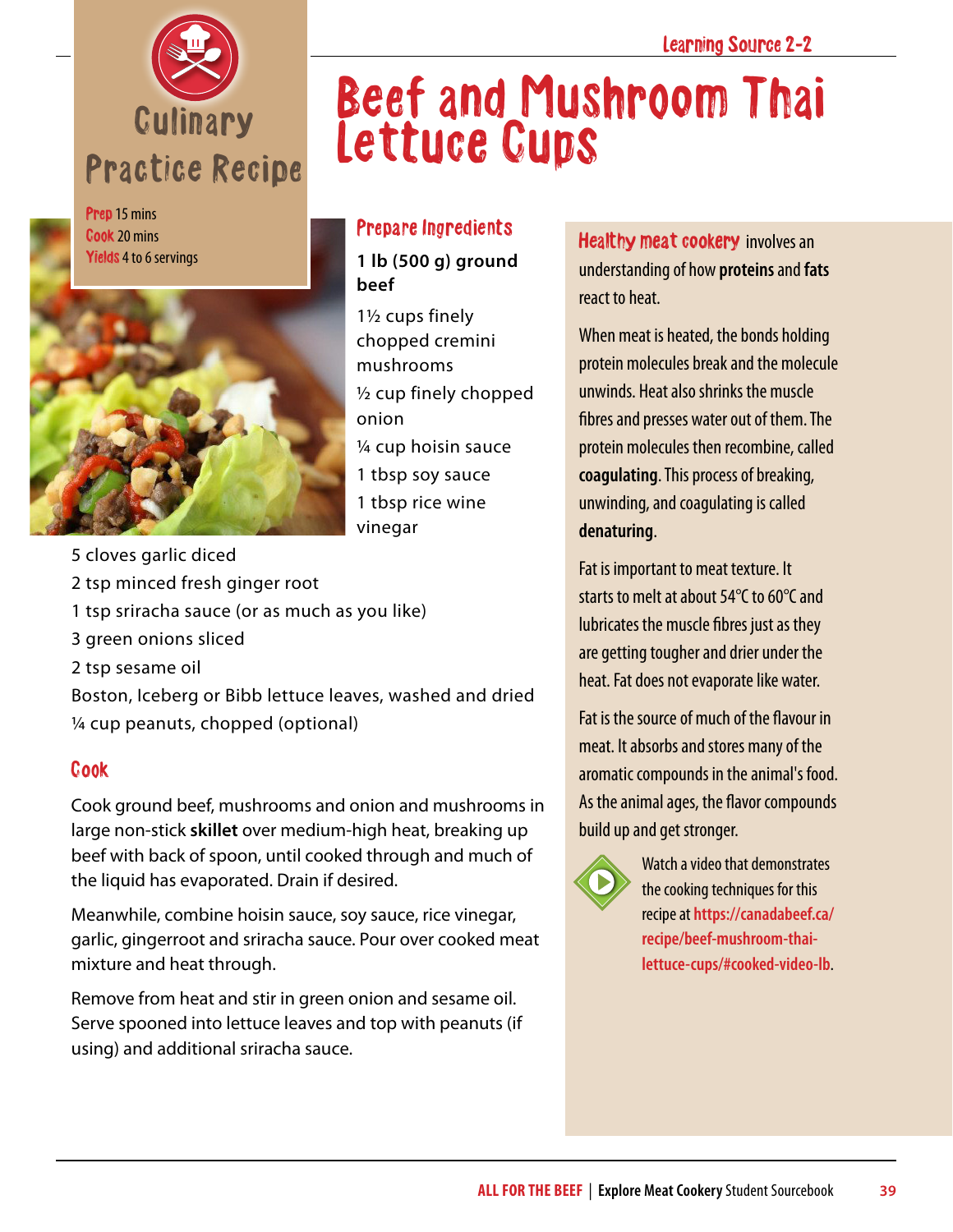Learning Source 2-2

Culinary Practice Recipe

# Beef and Mushroom Thai Lettuce Cups

**Prep** 15 mins
**Cook** 20 mins
**Yields** 4 to 6 servings

## Prepare Ingredients

**1 lb (500 g) ground beef**

1½ cups finely chopped cremini mushrooms

½ cup finely chopped onion

¼ cup hoisin sauce

1 tbsp soy sauce

1 tbsp rice wine vinegar

5 cloves garlic diced

2 tsp minced fresh ginger root

1 tsp sriracha sauce (or as much as you like)

3 green onions sliced

2 tsp sesame oil

Boston, Iceberg or Bibb lettuce leaves, washed and dried

¼ cup peanuts, chopped (optional)

## Cook

Cook ground beef, mushrooms and onion and mushrooms in large non-stick **skillet** over medium-high heat, breaking up beef with back of spoon, until cooked through and much of the liquid has evaporated. Drain if desired.

Meanwhile, combine hoisin sauce, soy sauce, rice vinegar, garlic, gingerroot and sriracha sauce. Pour over cooked meat mixture and heat through.

Remove from heat and stir in green onion and sesame oil. Serve spooned into lettuce leaves and top with peanuts (if using) and additional sriracha sauce.

**Healthy meat cookery** involves an understanding of how **proteins** and **fats** react to heat.

When meat is heated, the bonds holding protein molecules break and the molecule unwinds. Heat also shrinks the muscle fibres and presses water out of them. The protein molecules then recombine, called **coagulating**. This process of breaking, unwinding, and coagulating is called **denaturing**.

Fat is important to meat texture. It starts to melt at about 54°C to 60°C and lubricates the muscle fibres just as they are getting tougher and drier under the heat. Fat does not evaporate like water.

Fat is the source of much of the flavour in meat. It absorbs and stores many of the aromatic compounds in the animal's food. As the animal ages, the flavor compounds build up and get stronger.

Watch a video that demonstrates the cooking techniques for this recipe at https://canadabeef.ca/recipe/beef-mushroom-thai-lettuce-cups/#cooked-video-lb.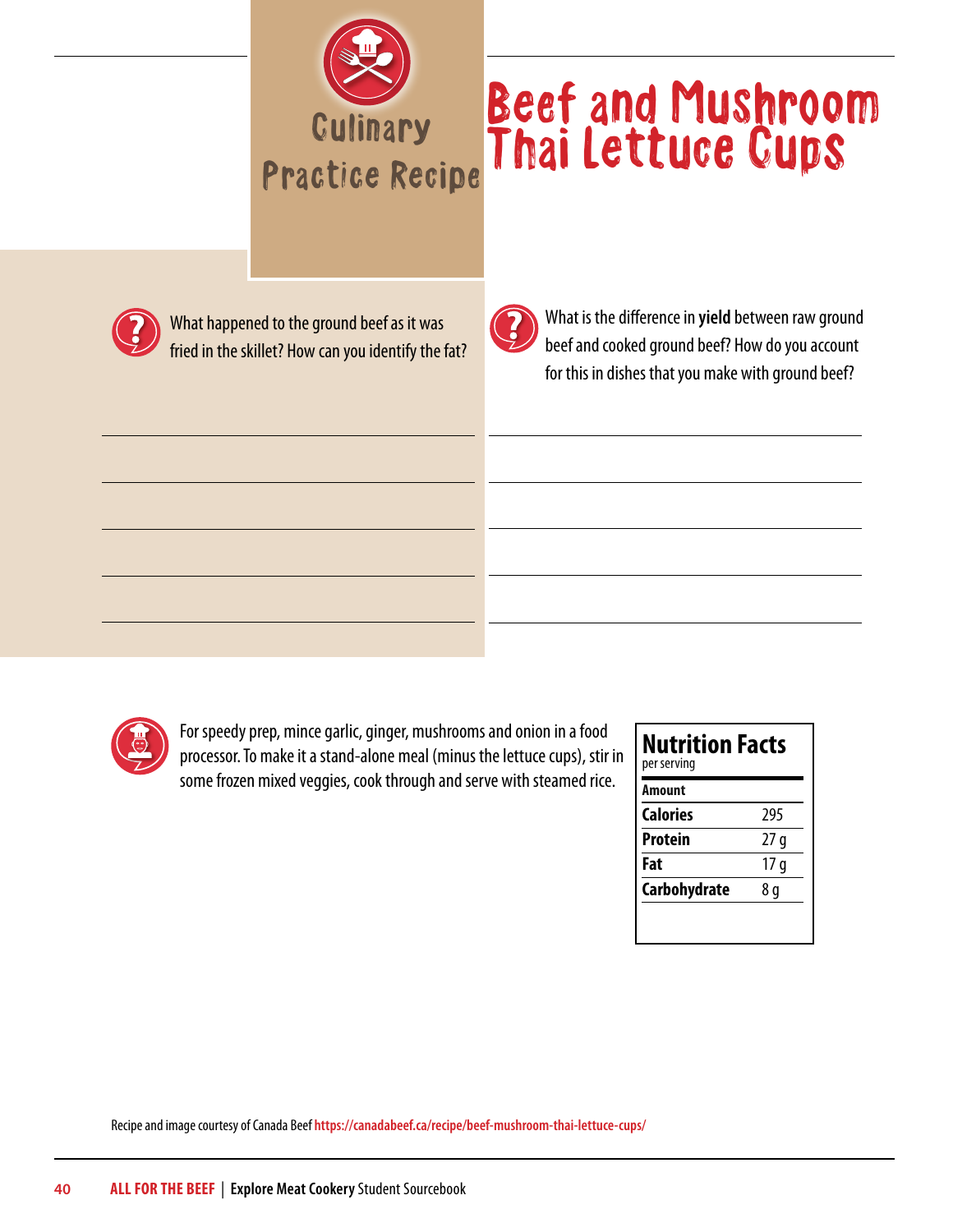Culinary Practice Recipe

# Beef and Mushroom Thai Lettuce Cups

What happened to the ground beef as it was fried in the skillet? How can you identify the fat?

What is the difference in **yield** between raw ground beef and cooked ground beef? How do you account for this in dishes that you make with ground beef?

For speedy prep, mince garlic, ginger, mushrooms and onion in a food processor. To make it a stand-alone meal (minus the lettuce cups), stir in some frozen mixed veggies, cook through and serve with steamed rice.

**Nutrition Facts**
per serving

| Amount | |
|---|---|
| **Calories** | 295 |
| **Protein** | 27 g |
| **Fat** | 17 g |
| **Carbohydrate** | 8 g |

Recipe and image courtesy of Canada Beef https://canadabeef.ca/recipe/beef-mushroom-thai-lettuce-cups/